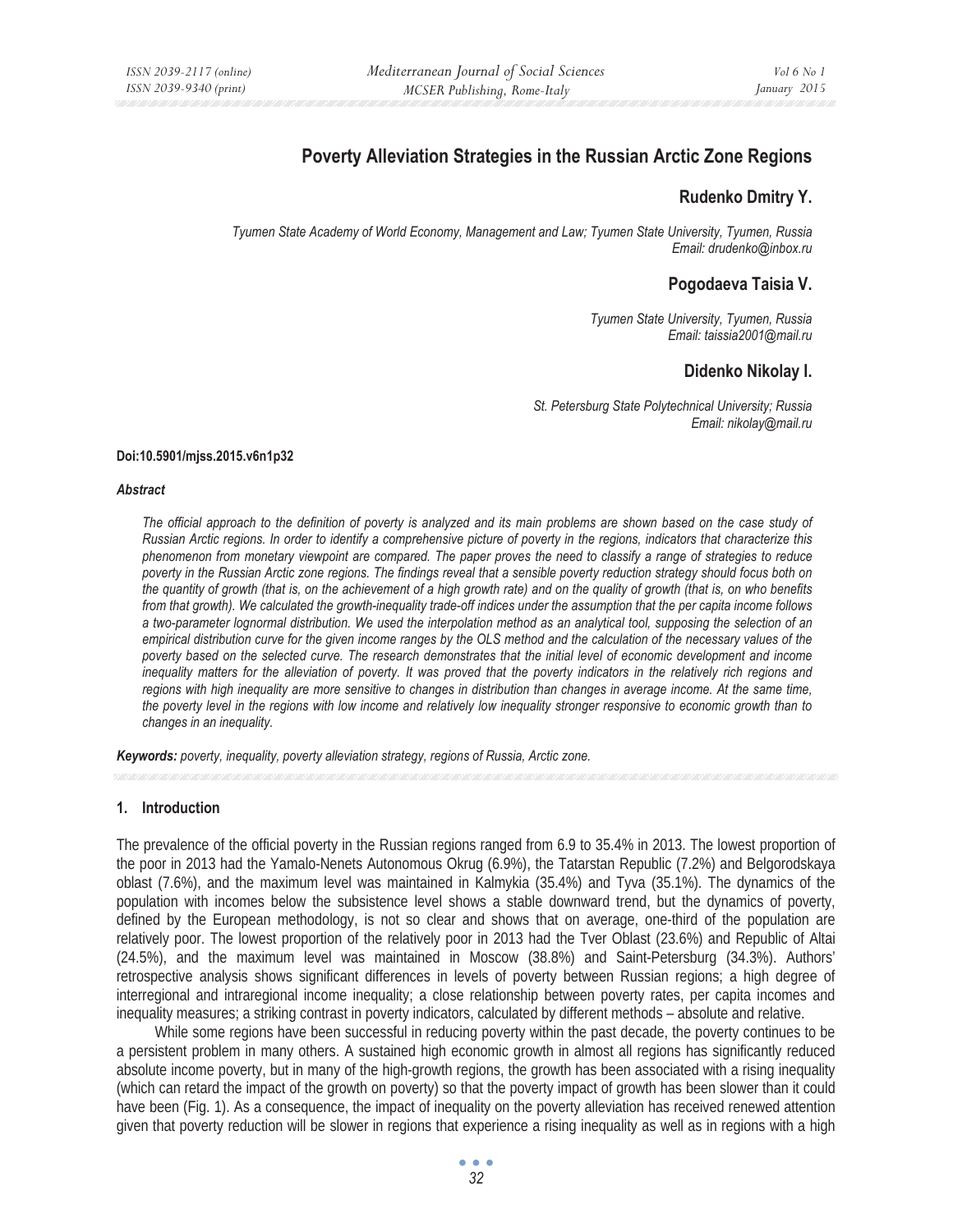# Poverty Alleviation Strategies in the Russian Arctic Zone Regions

**Rudenko Dmitry Y.**

*Tyumen State Academy of World Economy, Management and Law; Tyumen State University, Tyumen, Russia*
*Email: drudenko@inbox.ru*

**Pogodaeva Taisia V.**

*Tyumen State University, Tyumen, Russia*
*Email: taissia2001@mail.ru*

**Didenko Nikolay I.**

*St. Petersburg State Polytechnical University; Russia*
*Email: nikolay@mail.ru*

**Doi:10.5901/mjss.2015.v6n1p32**

***Abstract***

*The official approach to the definition of poverty is analyzed and its main problems are shown based on the case study of Russian Arctic regions. In order to identify a comprehensive picture of poverty in the regions, indicators that characterize this phenomenon from monetary viewpoint are compared. The paper proves the need to classify a range of strategies to reduce poverty in the Russian Arctic zone regions. The findings reveal that a sensible poverty reduction strategy should focus both on the quantity of growth (that is, on the achievement of a high growth rate) and on the quality of growth (that is, on who benefits from that growth). We calculated the growth-inequality trade-off indices under the assumption that the per capita income follows a two-parameter lognormal distribution. We used the interpolation method as an analytical tool, supposing the selection of an empirical distribution curve for the given income ranges by the OLS method and the calculation of the necessary values of the poverty based on the selected curve. The research demonstrates that the initial level of economic development and income inequality matters for the alleviation of poverty. It was proved that the poverty indicators in the relatively rich regions and regions with high inequality are more sensitive to changes in distribution than changes in average income. At the same time, the poverty level in the regions with low income and relatively low inequality stronger responsive to economic growth than to changes in an inequality.*

***Keywords:*** *poverty, inequality, poverty alleviation strategy, regions of Russia, Arctic zone.*

## 1. Introduction

The prevalence of the official poverty in the Russian regions ranged from 6.9 to 35.4% in 2013. The lowest proportion of the poor in 2013 had the Yamalo-Nenets Autonomous Okrug (6.9%), the Tatarstan Republic (7.2%) and Belgorodskaya oblast (7.6%), and the maximum level was maintained in Kalmykia (35.4%) and Tyva (35.1%). The dynamics of the population with incomes below the subsistence level shows a stable downward trend, but the dynamics of poverty, defined by the European methodology, is not so clear and shows that on average, one-third of the population are relatively poor. The lowest proportion of the relatively poor in 2013 had the Tver Oblast (23.6%) and Republic of Altai (24.5%), and the maximum level was maintained in Moscow (38.8%) and Saint-Petersburg (34.3%). Authors' retrospective analysis shows significant differences in levels of poverty between Russian regions; a high degree of interregional and intraregional income inequality; a close relationship between poverty rates, per capita incomes and inequality measures; a striking contrast in poverty indicators, calculated by different methods – absolute and relative.

While some regions have been successful in reducing poverty within the past decade, the poverty continues to be a persistent problem in many others. A sustained high economic growth in almost all regions has significantly reduced absolute income poverty, but in many of the high-growth regions, the growth has been associated with a rising inequality (which can retard the impact of the growth on poverty) so that the poverty impact of growth has been slower than it could have been (Fig. 1). As a consequence, the impact of inequality on the poverty alleviation has received renewed attention given that poverty reduction will be slower in regions that experience a rising inequality as well as in regions with a high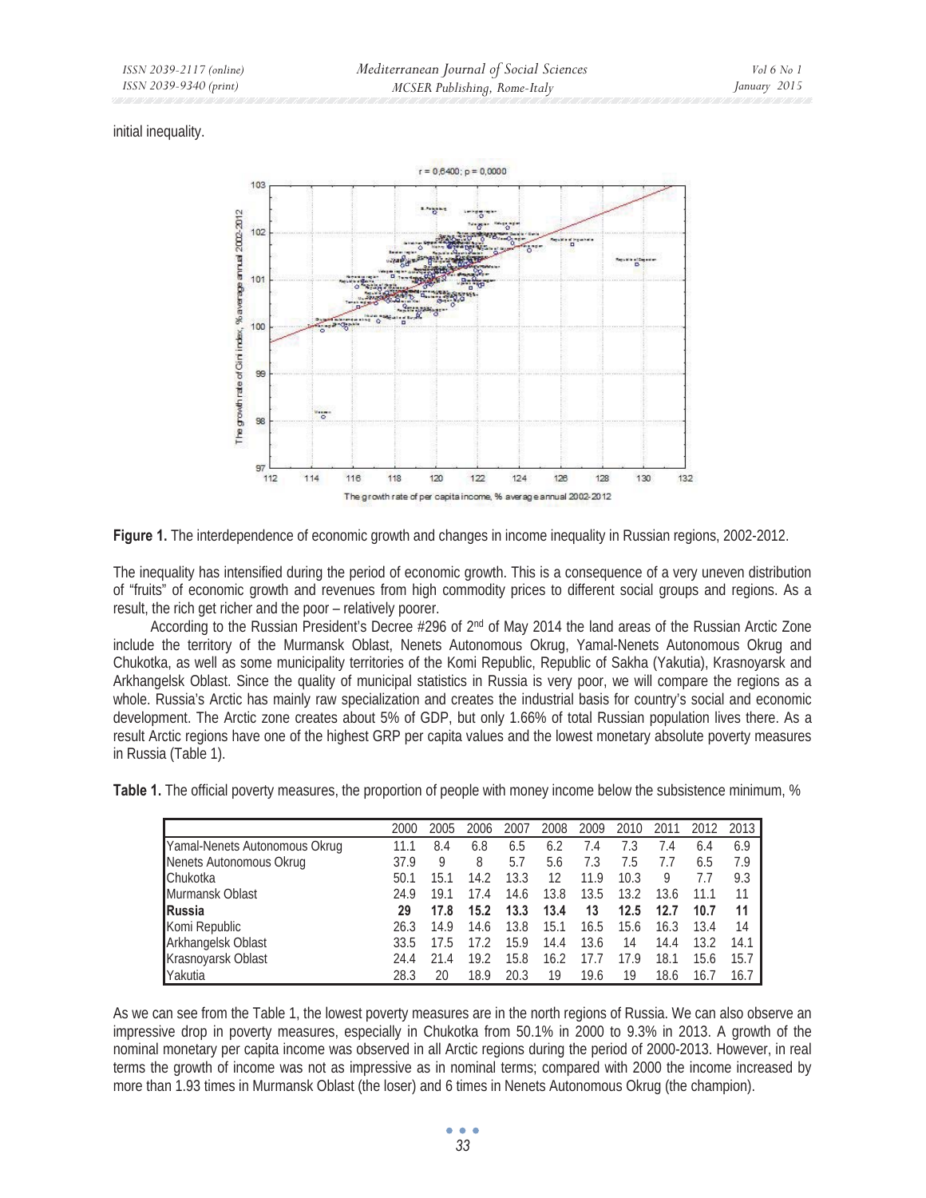initial inequality.

Figure 1. The interdependence of economic growth and changes in income inequality in Russian regions, 2002-2012.

The inequality has intensified during the period of economic growth. This is a consequence of a very uneven distribution of "fruits" of economic growth and revenues from high commodity prices to different social groups and regions. As a result, the rich get richer and the poor – relatively poorer.

According to the Russian President's Decree #296 of 2nd of May 2014 the land areas of the Russian Arctic Zone include the territory of the Murmansk Oblast, Nenets Autonomous Okrug, Yamal-Nenets Autonomous Okrug and Chukotka, as well as some municipality territories of the Komi Republic, Republic of Sakha (Yakutia), Krasnoyarsk and Arkhangelsk Oblast. Since the quality of municipal statistics in Russia is very poor, we will compare the regions as a whole. Russia's Arctic has mainly raw specialization and creates the industrial basis for country's social and economic development. The Arctic zone creates about 5% of GDP, but only 1.66% of total Russian population lives there. As a result Arctic regions have one of the highest GRP per capita values and the lowest monetary absolute poverty measures in Russia (Table 1).

**Table 1.** The official poverty measures, the proportion of people with money income below the subsistence minimum, %

| | 2000 | 2005 | 2006 | 2007 | 2008 | 2009 | 2010 | 2011 | 2012 | 2013 |
|---|---|---|---|---|---|---|---|---|---|---|
| Yamal-Nenets Autonomous Okrug | 11.1 | 8.4 | 6.8 | 6.5 | 6.2 | 7.4 | 7.3 | 7.4 | 6.4 | 6.9 |
| Nenets Autonomous Okrug | 37.9 | 9 | 8 | 5.7 | 5.6 | 7.3 | 7.5 | 7.7 | 6.5 | 7.9 |
| Chukotka | 50.1 | 15.1 | 14.2 | 13.3 | 12 | 11.9 | 10.3 | 9 | 7.7 | 9.3 |
| Murmansk Oblast | 24.9 | 19.1 | 17.4 | 14.6 | 13.8 | 13.5 | 13.2 | 13.6 | 11.1 | 11 |
| **Russia** | **29** | **17.8** | **15.2** | **13.3** | **13.4** | **13** | **12.5** | **12.7** | **10.7** | **11** |
| Komi Republic | 26.3 | 14.9 | 14.6 | 13.8 | 15.1 | 16.5 | 15.6 | 16.3 | 13.4 | 14 |
| Arkhangelsk Oblast | 33.5 | 17.5 | 17.2 | 15.9 | 14.4 | 13.6 | 14 | 14.4 | 13.2 | 14.1 |
| Krasnoyarsk Oblast | 24.4 | 21.4 | 19.2 | 15.8 | 16.2 | 17.7 | 17.9 | 18.1 | 15.6 | 15.7 |
| Yakutia | 28.3 | 20 | 18.9 | 20.3 | 19 | 19.6 | 19 | 18.6 | 16.7 | 16.7 |

As we can see from the Table 1, the lowest poverty measures are in the north regions of Russia. We can also observe an impressive drop in poverty measures, especially in Chukotka from 50.1% in 2000 to 9.3% in 2013. A growth of the nominal monetary per capita income was observed in all Arctic regions during the period of 2000-2013. However, in real terms the growth of income was not as impressive as in nominal terms; compared with 2000 the income increased by more than 1.93 times in Murmansk Oblast (the loser) and 6 times in Nenets Autonomous Okrug (the champion).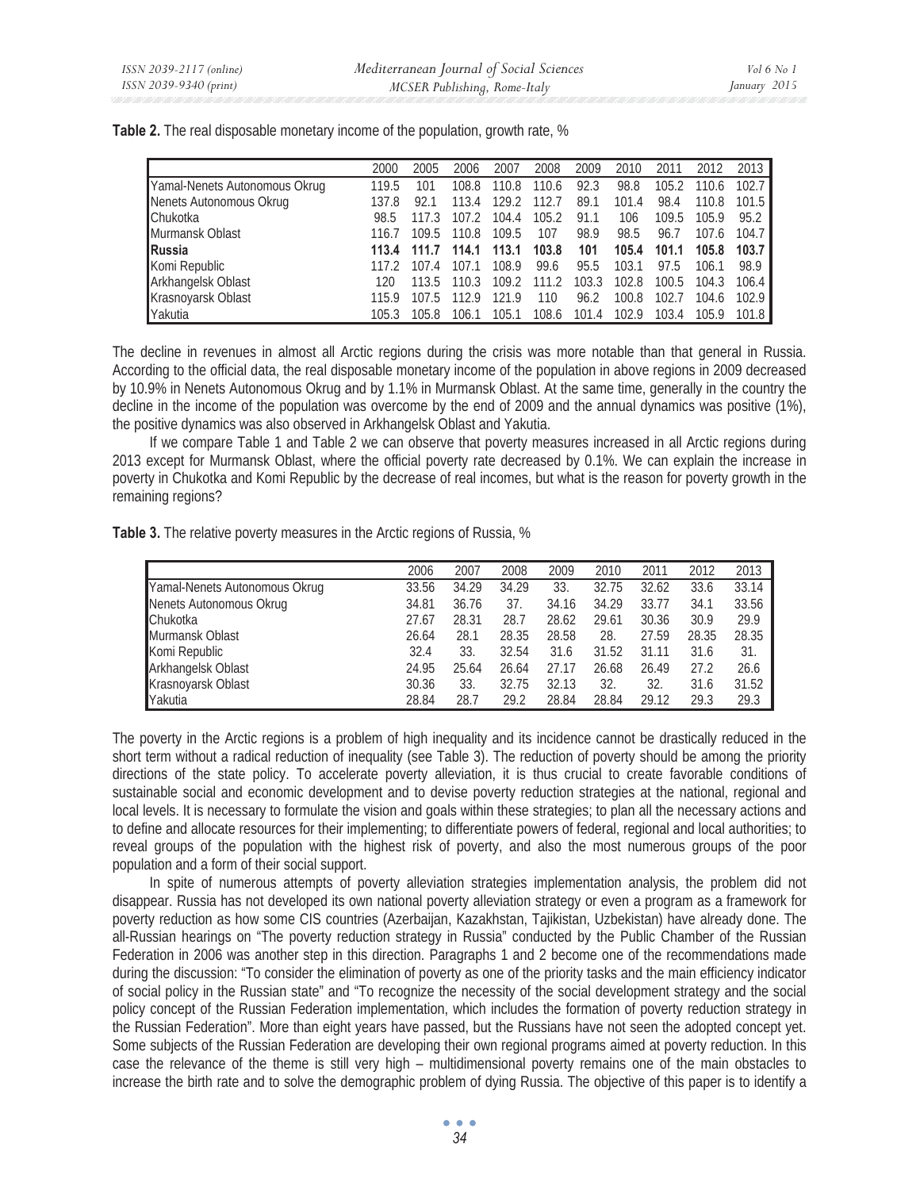**Table 2.** The real disposable monetary income of the population, growth rate, %

| | 2000 | 2005 | 2006 | 2007 | 2008 | 2009 | 2010 | 2011 | 2012 | 2013 |
|---|---|---|---|---|---|---|---|---|---|---|
| Yamal-Nenets Autonomous Okrug | 119.5 | 101 | 108.8 | 110.8 | 110.6 | 92.3 | 98.8 | 105.2 | 110.6 | 102.7 |
| Nenets Autonomous Okrug | 137.8 | 92.1 | 113.4 | 129.2 | 112.7 | 89.1 | 101.4 | 98.4 | 110.8 | 101.5 |
| Chukotka | 98.5 | 117.3 | 107.2 | 104.4 | 105.2 | 91.1 | 106 | 109.5 | 105.9 | 95.2 |
| Murmansk Oblast | 116.7 | 109.5 | 110.8 | 109.5 | 107 | 98.9 | 98.5 | 96.7 | 107.6 | 104.7 |
| **Russia** | **113.4** | **111.7** | **114.1** | **113.1** | **103.8** | **101** | **105.4** | **101.1** | **105.8** | **103.7** |
| Komi Republic | 117.2 | 107.4 | 107.1 | 108.9 | 99.6 | 95.5 | 103.1 | 97.5 | 106.1 | 98.9 |
| Arkhangelsk Oblast | 120 | 113.5 | 110.3 | 109.2 | 111.2 | 103.3 | 102.8 | 100.5 | 104.3 | 106.4 |
| Krasnoyarsk Oblast | 115.9 | 107.5 | 112.9 | 121.9 | 110 | 96.2 | 100.8 | 102.7 | 104.6 | 102.9 |
| Yakutia | 105.3 | 105.8 | 106.1 | 105.1 | 108.6 | 101.4 | 102.9 | 103.4 | 105.9 | 101.8 |

The decline in revenues in almost all Arctic regions during the crisis was more notable than that general in Russia. According to the official data, the real disposable monetary income of the population in above regions in 2009 decreased by 10.9% in Nenets Autonomous Okrug and by 1.1% in Murmansk Oblast. At the same time, generally in the country the decline in the income of the population was overcome by the end of 2009 and the annual dynamics was positive (1%), the positive dynamics was also observed in Arkhangelsk Oblast and Yakutia.

If we compare Table 1 and Table 2 we can observe that poverty measures increased in all Arctic regions during 2013 except for Murmansk Oblast, where the official poverty rate decreased by 0.1%. We can explain the increase in poverty in Chukotka and Komi Republic by the decrease of real incomes, but what is the reason for poverty growth in the remaining regions?

**Table 3.** The relative poverty measures in the Arctic regions of Russia, %

| | 2006 | 2007 | 2008 | 2009 | 2010 | 2011 | 2012 | 2013 |
|---|---|---|---|---|---|---|---|---|
| Yamal-Nenets Autonomous Okrug | 33.56 | 34.29 | 34.29 | 33. | 32.75 | 32.62 | 33.6 | 33.14 |
| Nenets Autonomous Okrug | 34.81 | 36.76 | 37. | 34.16 | 34.29 | 33.77 | 34.1 | 33.56 |
| Chukotka | 27.67 | 28.31 | 28.7 | 28.62 | 29.61 | 30.36 | 30.9 | 29.9 |
| Murmansk Oblast | 26.64 | 28.1 | 28.35 | 28.58 | 28. | 27.59 | 28.35 | 28.35 |
| Komi Republic | 32.4 | 33. | 32.54 | 31.6 | 31.52 | 31.11 | 31.6 | 31. |
| Arkhangelsk Oblast | 24.95 | 25.64 | 26.64 | 27.17 | 26.68 | 26.49 | 27.2 | 26.6 |
| Krasnoyarsk Oblast | 30.36 | 33. | 32.75 | 32.13 | 32. | 32. | 31.6 | 31.52 |
| Yakutia | 28.84 | 28.7 | 29.2 | 28.84 | 28.84 | 29.12 | 29.3 | 29.3 |

The poverty in the Arctic regions is a problem of high inequality and its incidence cannot be drastically reduced in the short term without a radical reduction of inequality (see Table 3). The reduction of poverty should be among the priority directions of the state policy. To accelerate poverty alleviation, it is thus crucial to create favorable conditions of sustainable social and economic development and to devise poverty reduction strategies at the national, regional and local levels. It is necessary to formulate the vision and goals within these strategies; to plan all the necessary actions and to define and allocate resources for their implementing; to differentiate powers of federal, regional and local authorities; to reveal groups of the population with the highest risk of poverty, and also the most numerous groups of the poor population and a form of their social support.

In spite of numerous attempts of poverty alleviation strategies implementation analysis, the problem did not disappear. Russia has not developed its own national poverty alleviation strategy or even a program as a framework for poverty reduction as how some CIS countries (Azerbaijan, Kazakhstan, Tajikistan, Uzbekistan) have already done. The all-Russian hearings on "The poverty reduction strategy in Russia" conducted by the Public Chamber of the Russian Federation in 2006 was another step in this direction. Paragraphs 1 and 2 become one of the recommendations made during the discussion: "To consider the elimination of poverty as one of the priority tasks and the main efficiency indicator of social policy in the Russian state" and "To recognize the necessity of the social development strategy and the social policy concept of the Russian Federation implementation, which includes the formation of poverty reduction strategy in the Russian Federation". More than eight years have passed, but the Russians have not seen the adopted concept yet. Some subjects of the Russian Federation are developing their own regional programs aimed at poverty reduction. In this case the relevance of the theme is still very high – multidimensional poverty remains one of the main obstacles to increase the birth rate and to solve the demographic problem of dying Russia. The objective of this paper is to identify a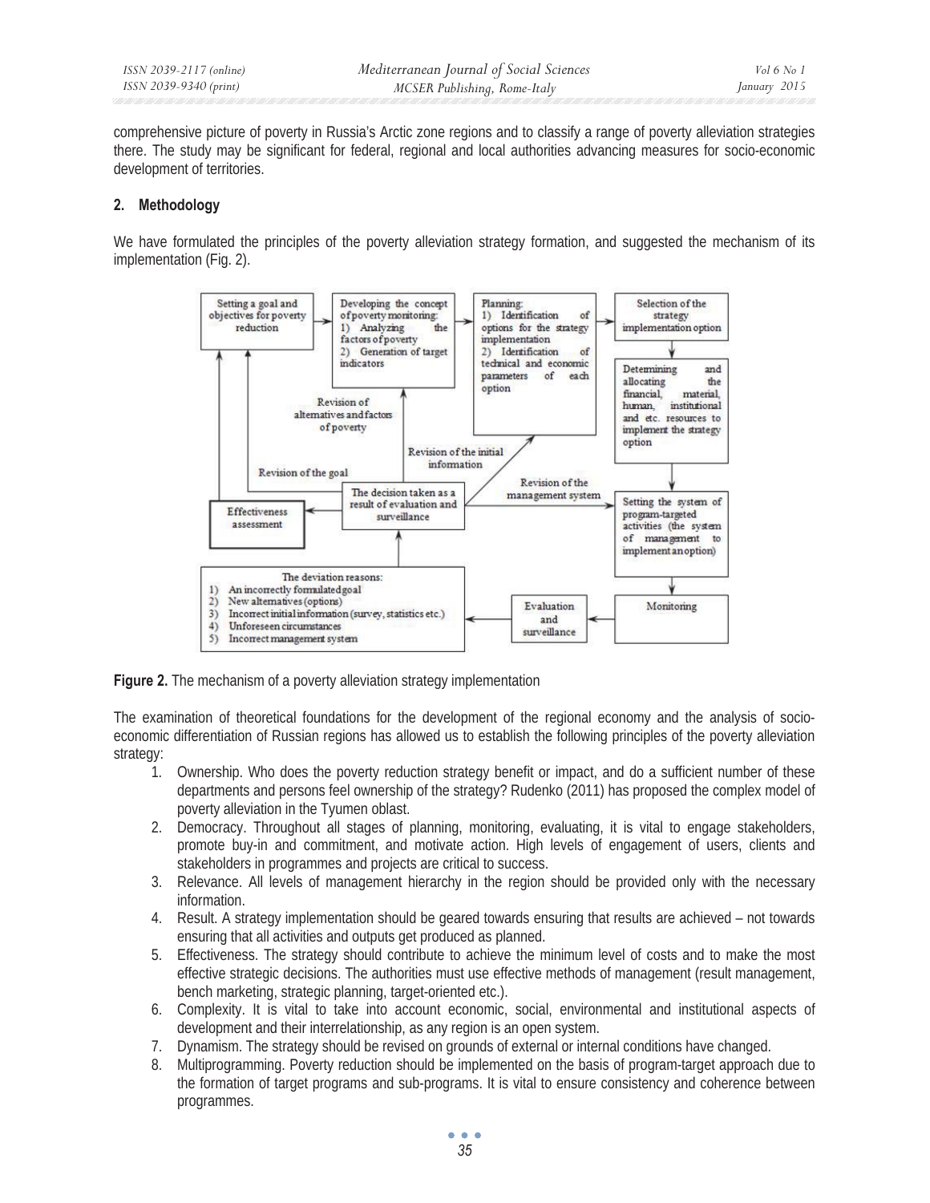comprehensive picture of poverty in Russia's Arctic zone regions and to classify a range of poverty alleviation strategies there. The study may be significant for federal, regional and local authorities advancing measures for socio-economic development of territories.

## 2. Methodology

We have formulated the principles of the poverty alleviation strategy formation, and suggested the mechanism of its implementation (Fig. 2).

**Figure 2.** The mechanism of a poverty alleviation strategy implementation

The examination of theoretical foundations for the development of the regional economy and the analysis of socio-economic differentiation of Russian regions has allowed us to establish the following principles of the poverty alleviation strategy:

1. Ownership. Who does the poverty reduction strategy benefit or impact, and do a sufficient number of these departments and persons feel ownership of the strategy? Rudenko (2011) has proposed the complex model of poverty alleviation in the Tyumen oblast.
2. Democracy. Throughout all stages of planning, monitoring, evaluating, it is vital to engage stakeholders, promote buy-in and commitment, and motivate action. High levels of engagement of users, clients and stakeholders in programmes and projects are critical to success.
3. Relevance. All levels of management hierarchy in the region should be provided only with the necessary information.
4. Result. A strategy implementation should be geared towards ensuring that results are achieved – not towards ensuring that all activities and outputs get produced as planned.
5. Effectiveness. The strategy should contribute to achieve the minimum level of costs and to make the most effective strategic decisions. The authorities must use effective methods of management (result management, bench marketing, strategic planning, target-oriented etc.).
6. Complexity. It is vital to take into account economic, social, environmental and institutional aspects of development and their interrelationship, as any region is an open system.
7. Dynamism. The strategy should be revised on grounds of external or internal conditions have changed.
8. Multiprogramming. Poverty reduction should be implemented on the basis of program-target approach due to the formation of target programs and sub-programs. It is vital to ensure consistency and coherence between programmes.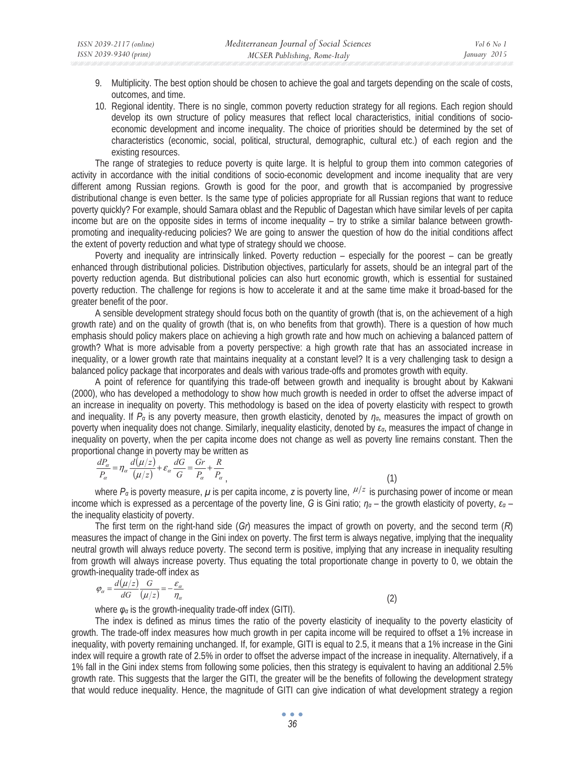9. Multiplicity. The best option should be chosen to achieve the goal and targets depending on the scale of costs, outcomes, and time.
10. Regional identity. There is no single, common poverty reduction strategy for all regions. Each region should develop its own structure of policy measures that reflect local characteristics, initial conditions of socio-economic development and income inequality. The choice of priorities should be determined by the set of characteristics (economic, social, political, structural, demographic, cultural etc.) of each region and the existing resources.

The range of strategies to reduce poverty is quite large. It is helpful to group them into common categories of activity in accordance with the initial conditions of socio-economic development and income inequality that are very different among Russian regions. Growth is good for the poor, and growth that is accompanied by progressive distributional change is even better. Is the same type of policies appropriate for all Russian regions that want to reduce poverty quickly? For example, should Samara oblast and the Republic of Dagestan which have similar levels of per capita income but are on the opposite sides in terms of income inequality – try to strike a similar balance between growth-promoting and inequality-reducing policies? We are going to answer the question of how do the initial conditions affect the extent of poverty reduction and what type of strategy should we choose.

Poverty and inequality are intrinsically linked. Poverty reduction – especially for the poorest – can be greatly enhanced through distributional policies. Distribution objectives, particularly for assets, should be an integral part of the poverty reduction agenda. But distributional policies can also hurt economic growth, which is essential for sustained poverty reduction. The challenge for regions is how to accelerate it and at the same time make it broad-based for the greater benefit of the poor.

A sensible development strategy should focus both on the quantity of growth (that is, on the achievement of a high growth rate) and on the quality of growth (that is, on who benefits from that growth). There is a question of how much emphasis should policy makers place on achieving a high growth rate and how much on achieving a balanced pattern of growth? What is more advisable from a poverty perspective: a high growth rate that has an associated increase in inequality, or a lower growth rate that maintains inequality at a constant level? It is a very challenging task to design a balanced policy package that incorporates and deals with various trade-offs and promotes growth with equity.

A point of reference for quantifying this trade-off between growth and inequality is brought about by Kakwani (2000), who has developed a methodology to show how much growth is needed in order to offset the adverse impact of an increase in inequality on poverty. This methodology is based on the idea of poverty elasticity with respect to growth and inequality. If $P_\alpha$ is any poverty measure, then growth elasticity, denoted by $\eta_\alpha$, measures the impact of growth on poverty when inequality does not change. Similarly, inequality elasticity, denoted by $\varepsilon_\alpha$, measures the impact of change in inequality on poverty, when the per capita income does not change as well as poverty line remains constant. Then the proportional change in poverty may be written as

$$\frac{dP_\alpha}{P_\alpha} = \eta_\alpha \frac{d(\mu/z)}{(\mu/z)} + \varepsilon_\alpha \frac{dG}{G} = \frac{Gr}{P_\alpha} + \frac{R}{P_\alpha}, \qquad (1)$$

where $P_\alpha$ is poverty measure, $\mu$ is per capita income, $z$ is poverty line, $\mu/z$ is purchasing power of income or mean income which is expressed as a percentage of the poverty line, $G$ is Gini ratio; $\eta_\alpha$ – the growth elasticity of poverty, $\varepsilon_\alpha$ – the inequality elasticity of poverty.

The first term on the right-hand side ($Gr$) measures the impact of growth on poverty, and the second term ($R$) measures the impact of change in the Gini index on poverty. The first term is always negative, implying that the inequality neutral growth will always reduce poverty. The second term is positive, implying that any increase in inequality resulting from growth will always increase poverty. Thus equating the total proportionate change in poverty to 0, we obtain the growth-inequality trade-off index as

$$\varphi_\alpha = \frac{d(\mu/z)}{dG}\frac{G}{(\mu/z)} = -\frac{\varepsilon_\alpha}{\eta_\alpha} \qquad (2)$$

where $\varphi_\alpha$ is the growth-inequality trade-off index (GITI).

The index is defined as minus times the ratio of the poverty elasticity of inequality to the poverty elasticity of growth. The trade-off index measures how much growth in per capita income will be required to offset a 1% increase in inequality, with poverty remaining unchanged. If, for example, GITI is equal to 2.5, it means that a 1% increase in the Gini index will require a growth rate of 2.5% in order to offset the adverse impact of the increase in inequality. Alternatively, if a 1% fall in the Gini index stems from following some policies, then this strategy is equivalent to having an additional 2.5% growth rate. This suggests that the larger the GITI, the greater will be the benefits of following the development strategy that would reduce inequality. Hence, the magnitude of GITI can give indication of what development strategy a region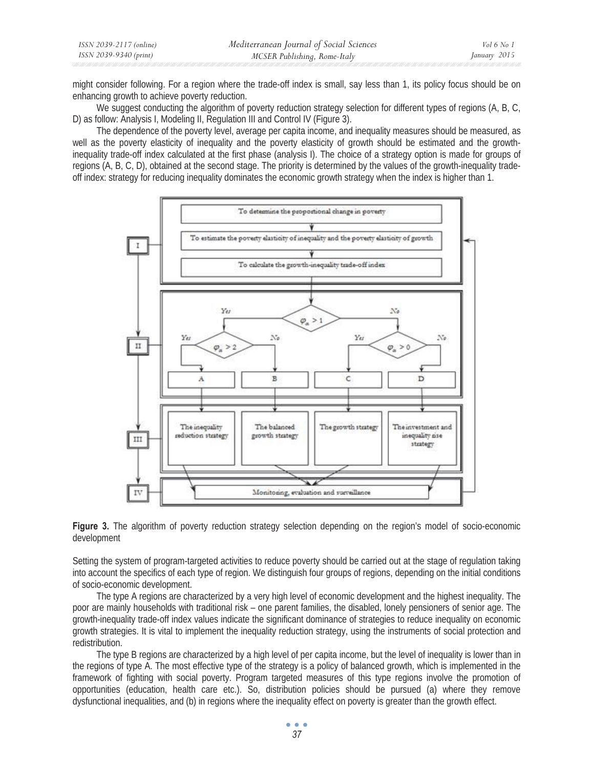might consider following. For a region where the trade-off index is small, say less than 1, its policy focus should be on enhancing growth to achieve poverty reduction.

We suggest conducting the algorithm of poverty reduction strategy selection for different types of regions (A, B, C, D) as follow: Analysis I, Modeling II, Regulation III and Control IV (Figure 3).

The dependence of the poverty level, average per capita income, and inequality measures should be measured, as well as the poverty elasticity of inequality and the poverty elasticity of growth should be estimated and the growth-inequality trade-off index calculated at the first phase (analysis I). The choice of a strategy option is made for groups of regions (A, B, C, D), obtained at the second stage. The priority is determined by the values of the growth-inequality trade-off index: strategy for reducing inequality dominates the economic growth strategy when the index is higher than 1.

I

To determine the proportional change in poverty

To estimate the poverty elasticity of inequality and the poverty elasticity of growth

To calculate the growth-inequality trade-off index

II

$\varphi_\alpha > 1$

Yes

No

$\varphi_\alpha > 2$

Yes

No

$\varphi_\alpha > 0$

Yes

No

A

B

C

D

III

The inequality reduction strategy

The balanced growth strategy

The growth strategy

The investment and inequality rise strategy

IV

Monitoring, evaluation and surveillance

**Figure 3.** The algorithm of poverty reduction strategy selection depending on the region's model of socio-economic development

Setting the system of program-targeted activities to reduce poverty should be carried out at the stage of regulation taking into account the specifics of each type of region. We distinguish four groups of regions, depending on the initial conditions of socio-economic development.

The type A regions are characterized by a very high level of economic development and the highest inequality. The poor are mainly households with traditional risk – one parent families, the disabled, lonely pensioners of senior age. The growth-inequality trade-off index values indicate the significant dominance of strategies to reduce inequality on economic growth strategies. It is vital to implement the inequality reduction strategy, using the instruments of social protection and redistribution.

The type B regions are characterized by a high level of per capita income, but the level of inequality is lower than in the regions of type A. The most effective type of the strategy is a policy of balanced growth, which is implemented in the framework of fighting with social poverty. Program targeted measures of this type regions involve the promotion of opportunities (education, health care etc.). So, distribution policies should be pursued (a) where they remove dysfunctional inequalities, and (b) in regions where the inequality effect on poverty is greater than the growth effect.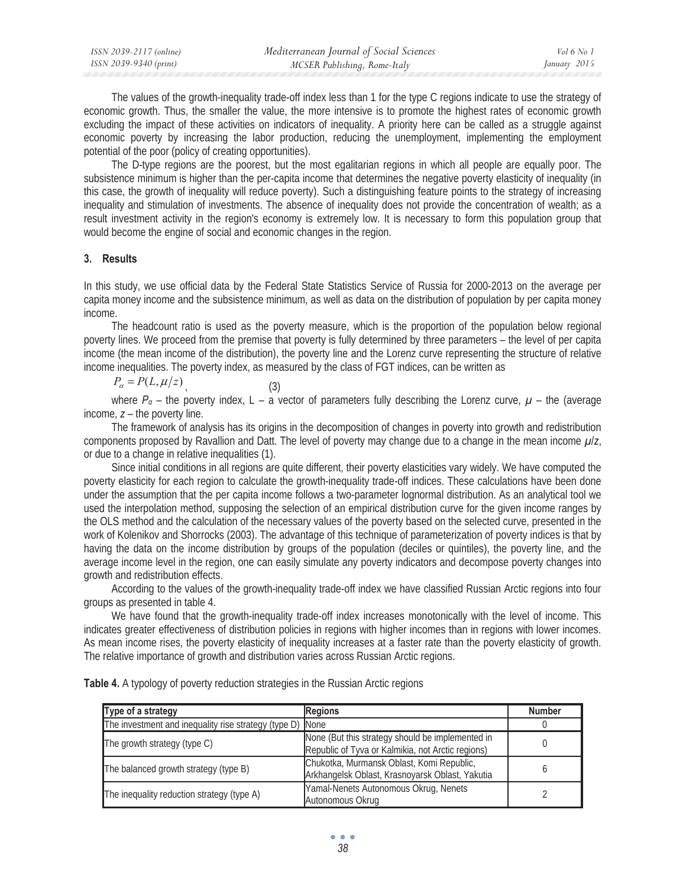The values of the growth-inequality trade-off index less than 1 for the type C regions indicate to use the strategy of economic growth. Thus, the smaller the value, the more intensive is to promote the highest rates of economic growth excluding the impact of these activities on indicators of inequality. A priority here can be called as a struggle against economic poverty by increasing the labor production, reducing the unemployment, implementing the employment potential of the poor (policy of creating opportunities).

The D-type regions are the poorest, but the most egalitarian regions in which all people are equally poor. The subsistence minimum is higher than the per-capita income that determines the negative poverty elasticity of inequality (in this case, the growth of inequality will reduce poverty). Such a distinguishing feature points to the strategy of increasing inequality and stimulation of investments. The absence of inequality does not provide the concentration of wealth; as a result investment activity in the region's economy is extremely low. It is necessary to form this population group that would become the engine of social and economic changes in the region.

## 3. Results

In this study, we use official data by the Federal State Statistics Service of Russia for 2000-2013 on the average per capita money income and the subsistence minimum, as well as data on the distribution of population by per capita money income.

The headcount ratio is used as the poverty measure, which is the proportion of the population below regional poverty lines. We proceed from the premise that poverty is fully determined by three parameters – the level of per capita income (the mean income of the distribution), the poverty line and the Lorenz curve representing the structure of relative income inequalities. The poverty index, as measured by the class of FGT indices, can be written as

$$P_\alpha = P(L, \mu/z), \qquad (3)$$

where $P_\alpha$ – the poverty index, L – a vector of parameters fully describing the Lorenz curve, $\mu$ – the (average income, $z$ – the poverty line.

The framework of analysis has its origins in the decomposition of changes in poverty into growth and redistribution components proposed by Ravallion and Datt. The level of poverty may change due to a change in the mean income $\mu/z$, or due to a change in relative inequalities (1).

Since initial conditions in all regions are quite different, their poverty elasticities vary widely. We have computed the poverty elasticity for each region to calculate the growth-inequality trade-off indices. These calculations have been done under the assumption that the per capita income follows a two-parameter lognormal distribution. As an analytical tool we used the interpolation method, supposing the selection of an empirical distribution curve for the given income ranges by the OLS method and the calculation of the necessary values of the poverty based on the selected curve, presented in the work of Kolenikov and Shorrocks (2003). The advantage of this technique of parameterization of poverty indices is that by having the data on the income distribution by groups of the population (deciles or quintiles), the poverty line, and the average income level in the region, one can easily simulate any poverty indicators and decompose poverty changes into growth and redistribution effects.

According to the values of the growth-inequality trade-off index we have classified Russian Arctic regions into four groups as presented in table 4.

We have found that the growth-inequality trade-off index increases monotonically with the level of income. This indicates greater effectiveness of distribution policies in regions with higher incomes than in regions with lower incomes. As mean income rises, the poverty elasticity of inequality increases at a faster rate than the poverty elasticity of growth. The relative importance of growth and distribution varies across Russian Arctic regions.

**Table 4.** A typology of poverty reduction strategies in the Russian Arctic regions

| Type of a strategy | Regions | Number |
|---|---|---|
| The investment and inequality rise strategy (type D) | None | 0 |
| The growth strategy (type C) | None (But this strategy should be implemented in Republic of Tyva or Kalmikia, not Arctic regions) | 0 |
| The balanced growth strategy (type B) | Chukotka, Murmansk Oblast, Komi Republic, Arkhangelsk Oblast, Krasnoyarsk Oblast, Yakutia | 6 |
| The inequality reduction strategy (type A) | Yamal-Nenets Autonomous Okrug, Nenets Autonomous Okrug | 2 |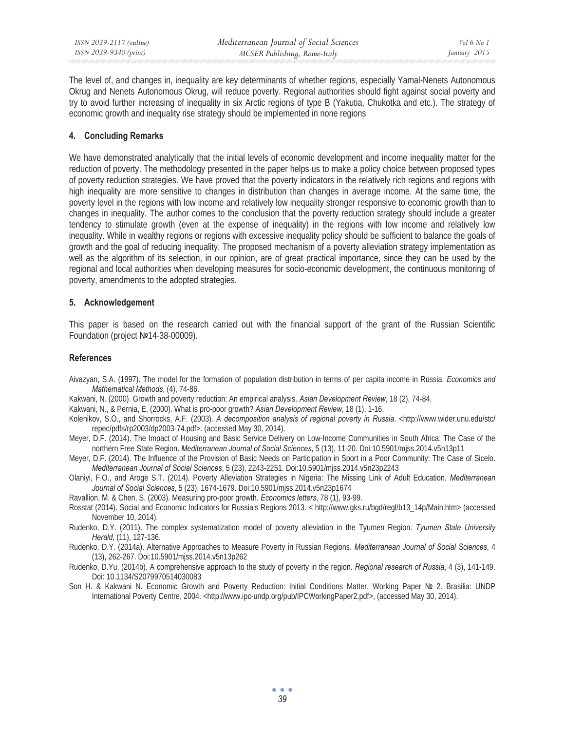The level of, and changes in, inequality are key determinants of whether regions, especially Yamal-Nenets Autonomous Okrug and Nenets Autonomous Okrug, will reduce poverty. Regional authorities should fight against social poverty and try to avoid further increasing of inequality in six Arctic regions of type B (Yakutia, Chukotka and etc.). The strategy of economic growth and inequality rise strategy should be implemented in none regions

## 4. Concluding Remarks

We have demonstrated analytically that the initial levels of economic development and income inequality matter for the reduction of poverty. The methodology presented in the paper helps us to make a policy choice between proposed types of poverty reduction strategies. We have proved that the poverty indicators in the relatively rich regions and regions with high inequality are more sensitive to changes in distribution than changes in average income. At the same time, the poverty level in the regions with low income and relatively low inequality stronger responsive to economic growth than to changes in inequality. The author comes to the conclusion that the poverty reduction strategy should include a greater tendency to stimulate growth (even at the expense of inequality) in the regions with low income and relatively low inequality. While in wealthy regions or regions with excessive inequality policy should be sufficient to balance the goals of growth and the goal of reducing inequality. The proposed mechanism of a poverty alleviation strategy implementation as well as the algorithm of its selection, in our opinion, are of great practical importance, since they can be used by the regional and local authorities when developing measures for socio-economic development, the continuous monitoring of poverty, amendments to the adopted strategies.

## 5. Acknowledgement

This paper is based on the research carried out with the financial support of the grant of the Russian Scientific Foundation (project №14-38-00009).

## References

Aivazyan, S.A. (1997). The model for the formation of population distribution in terms of per capita income in Russia. *Economics and Mathematical Methods*, (4), 74-86.

Kakwani, N. (2000). Growth and poverty reduction: An empirical analysis. *Asian Development Review*, 18 (2), 74-84.

Kakwani, N., & Pernia, E. (2000). What is pro-poor growth? *Asian Development Review*, 18 (1), 1-16.

Kolenikov, S.O., and Shorrocks, A.F. (2003). *A decomposition analysis of regional poverty in Russia*. <http://www.wider.unu.edu/stc/repec/pdfs/rp2003/dp2003-74.pdf>. (accessed May 30, 2014).

Meyer, D.F. (2014). The Impact of Housing and Basic Service Delivery on Low-Income Communities in South Africa: The Case of the northern Free State Region. *Mediterranean Journal of Social Sciences*, 5 (13), 11-20. Doi:10.5901/mjss.2014.v5n13p11

Meyer, D.F. (2014). The Influence of the Provision of Basic Needs on Participation in Sport in a Poor Community: The Case of Sicelo. *Mediterranean Journal of Social Sciences*, 5 (23), 2243-2251. Doi:10.5901/mjss.2014.v5n23p2243

Olaniyi, F.O., and Aroge S.T. (2014). Poverty Alleviation Strategies in Nigeria: The Missing Link of Adult Education. *Mediterranean Journal of Social Sciences*, 5 (23), 1674-1679. Doi:10.5901/mjss.2014.v5n23p1674

Ravallion, M. & Chen, S. (2003). Measuring pro-poor growth. *Economics letters*, 78 (1), 93-99.

Rosstat (2014). Social and Economic Indicators for Russia's Regions 2013. < http://www.gks.ru/bgd/regl/b13_14p/Main.htm> (accessed November 10, 2014).

Rudenko, D.Y. (2011). The complex systematization model of poverty alleviation in the Tyumen Region. *Tyumen State University Herald*, (11), 127-136.

Rudenko, D.Y. (2014a). Alternative Approaches to Measure Poverty in Russian Regions. *Mediterranean Journal of Social Sciences*, 4 (13), 262-267. Doi:10.5901/mjss.2014.v5n13p262

Rudenko, D.Yu. (2014b). A comprehensive approach to the study of poverty in the region. *Regional research of Russia*, 4 (3), 141-149. Doi: 10.1134/S2079970514030083

Son H. & Kakwani N. Economic Growth and Poverty Reduction: Initial Conditions Matter. Working Paper № 2. Brasilia: UNDP International Poverty Centre, 2004. <http://www.ipc-undp.org/pub/IPCWorkingPaper2.pdf>, (accessed May 30, 2014).